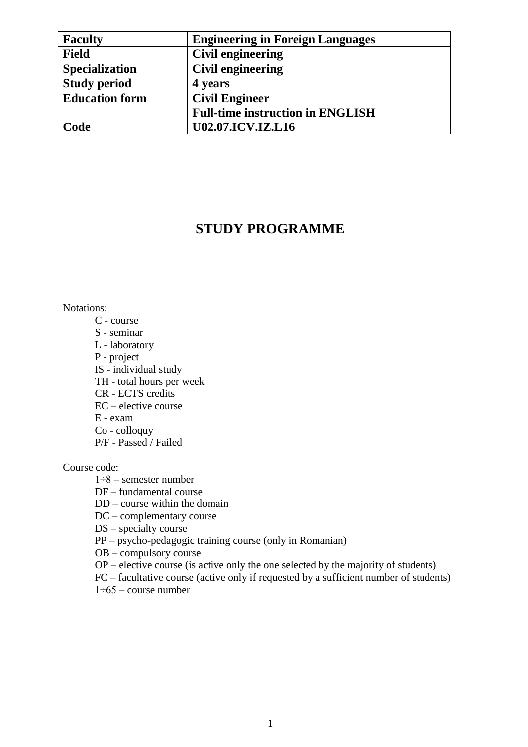| Faculty | Engineering in Foreign Languages |
|---|---|
| Field | Civil engineering |
| Specialization | Civil engineering |
| Study period | 4 years |
| Education form | Civil Engineer<br>Full-time instruction in ENGLISH |
| Code | U02.07.ICV.IZ.L16 |

# STUDY PROGRAMME

Notations:

- C - course
- S - seminar
- L - laboratory
- P - project
- IS - individual study
- TH - total hours per week
- CR - ECTS credits
- EC – elective course
- E - exam
- Co - colloquy
- P/F - Passed / Failed

Course code:

- 1÷8 – semester number
- DF – fundamental course
- DD – course within the domain
- DC – complementary course
- DS – specialty course
- PP – psycho-pedagogic training course (only in Romanian)
- OB – compulsory course
- OP – elective course (is active only the one selected by the majority of students)
- FC – facultative course (active only if requested by a sufficient number of students)
- 1÷65 – course number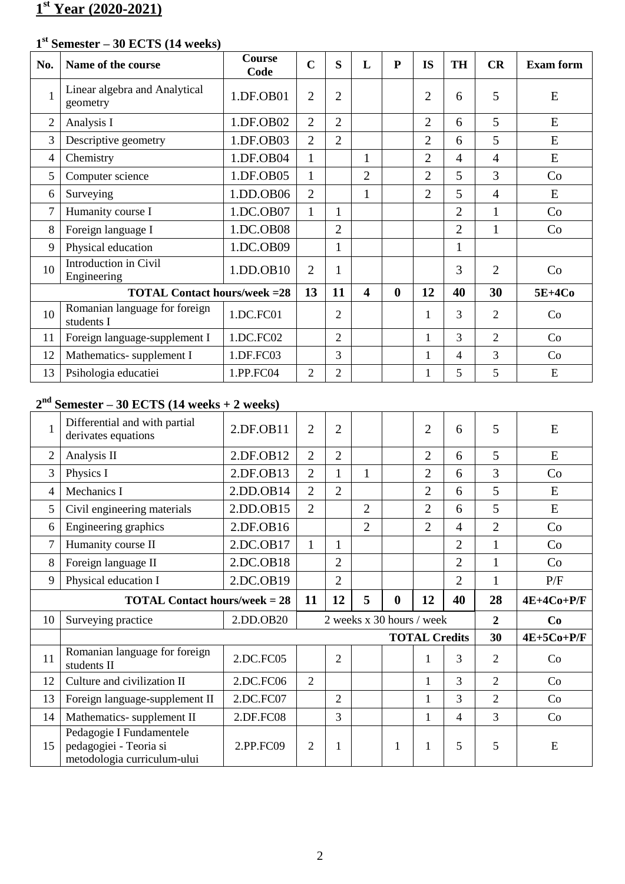## 1st Year (2020-2021)

### 1st Semester – 30 ECTS (14 weeks)

| No. | Name of the course | Course Code | C | S | L | P | IS | TH | CR | Exam form |
|---|---|---|---|---|---|---|---|---|---|---|
| 1 | Linear algebra and Analytical geometry | 1.DF.OB01 | 2 | 2 | | | 2 | 6 | 5 | E |
| 2 | Analysis I | 1.DF.OB02 | 2 | 2 | | | 2 | 6 | 5 | E |
| 3 | Descriptive geometry | 1.DF.OB03 | 2 | 2 | | | 2 | 6 | 5 | E |
| 4 | Chemistry | 1.DF.OB04 | 1 | | 1 | | 2 | 4 | 4 | E |
| 5 | Computer science | 1.DF.OB05 | 1 | | 2 | | 2 | 5 | 3 | Co |
| 6 | Surveying | 1.DD.OB06 | 2 | | 1 | | 2 | 5 | 4 | E |
| 7 | Humanity course I | 1.DC.OB07 | 1 | 1 | | | | 2 | 1 | Co |
| 8 | Foreign language I | 1.DC.OB08 | | 2 | | | | 2 | 1 | Co |
| 9 | Physical education | 1.DC.OB09 | | 1 | | | | 1 | | |
| 10 | Introduction in Civil Engineering | 1.DD.OB10 | 2 | 1 | | | | 3 | 2 | Co |
| | **TOTAL Contact hours/week =28** | | **13** | **11** | **4** | **0** | **12** | **40** | **30** | **5E+4Co** |
| 10 | Romanian language for foreign students I | 1.DC.FC01 | | 2 | | | 1 | 3 | 2 | Co |
| 11 | Foreign language-supplement I | 1.DC.FC02 | | 2 | | | 1 | 3 | 2 | Co |
| 12 | Mathematics- supplement I | 1.DF.FC03 | | 3 | | | 1 | 4 | 3 | Co |
| 13 | Psihologia educatiei | 1.PP.FC04 | 2 | 2 | | | 1 | 5 | 5 | E |

### 2nd Semester – 30 ECTS (14 weeks + 2 weeks)

| No. | Name of the course | Course Code | C | S | L | P | IS | TH | CR | Exam form |
|---|---|---|---|---|---|---|---|---|---|---|
| 1 | Differential and with partial derivates equations | 2.DF.OB11 | 2 | 2 | | | 2 | 6 | 5 | E |
| 2 | Analysis II | 2.DF.OB12 | 2 | 2 | | | 2 | 6 | 5 | E |
| 3 | Physics I | 2.DF.OB13 | 2 | 1 | 1 | | 2 | 6 | 3 | Co |
| 4 | Mechanics I | 2.DD.OB14 | 2 | 2 | | | 2 | 6 | 5 | E |
| 5 | Civil engineering materials | 2.DD.OB15 | 2 | | 2 | | 2 | 6 | 5 | E |
| 6 | Engineering graphics | 2.DF.OB16 | | | 2 | | 2 | 4 | 2 | Co |
| 7 | Humanity course II | 2.DC.OB17 | 1 | 1 | | | | 2 | 1 | Co |
| 8 | Foreign language II | 2.DC.OB18 | | 2 | | | | 2 | 1 | Co |
| 9 | Physical education I | 2.DC.OB19 | | 2 | | | | 2 | 1 | P/F |
| | **TOTAL Contact hours/week = 28** | | **11** | **12** | **5** | **0** | **12** | **40** | **28** | **4E+4Co+P/F** |
| 10 | Surveying practice | 2.DD.OB20 | 2 weeks x 30 hours / week | | | | | | **2** | **Co** |
| | | | | | | | **TOTAL Credits** | | **30** | **4E+5Co+P/F** |
| 11 | Romanian language for foreign students II | 2.DC.FC05 | | 2 | | | 1 | 3 | 2 | Co |
| 12 | Culture and civilization II | 2.DC.FC06 | 2 | | | | 1 | 3 | 2 | Co |
| 13 | Foreign language-supplement II | 2.DC.FC07 | | 2 | | | 1 | 3 | 2 | Co |
| 14 | Mathematics- supplement II | 2.DF.FC08 | | 3 | | | 1 | 4 | 3 | Co |
| 15 | Pedagogie I Fundamentele pedagogiei - Teoria si metodologia curriculum-ului | 2.PP.FC09 | 2 | 1 | | 1 | 1 | 5 | 5 | E |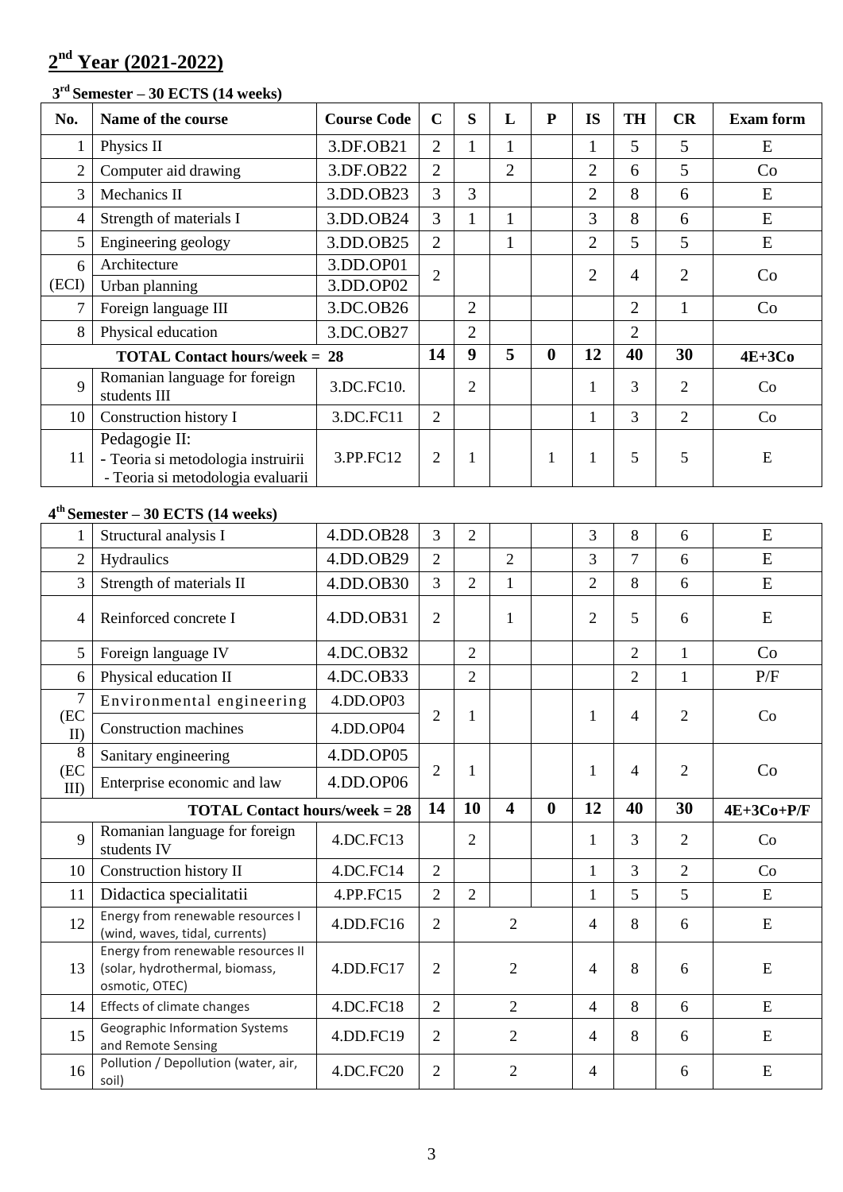# 2[nd] Year (2021-2022)

### 3[rd] Semester – 30 ECTS (14 weeks)

| No. | Name of the course | Course Code | C | S | L | P | IS | TH | CR | Exam form |
|---|---|---|---|---|---|---|---|---|---|---|
| 1 | Physics II | 3.DF.OB21 | 2 | 1 | 1 | | 1 | 5 | 5 | E |
| 2 | Computer aid drawing | 3.DF.OB22 | 2 | | 2 | | 2 | 6 | 5 | Co |
| 3 | Mechanics II | 3.DD.OB23 | 3 | 3 | | | 2 | 8 | 6 | E |
| 4 | Strength of materials I | 3.DD.OB24 | 3 | 1 | 1 | | 3 | 8 | 6 | E |
| 5 | Engineering geology | 3.DD.OB25 | 2 | | 1 | | 2 | 5 | 5 | E |
| 6 (ECI) | Architecture | 3.DD.OP01 | 2 | | | | 2 | 4 | 2 | Co |
| | Urban planning | 3.DD.OP02 | | | | | | | | |
| 7 | Foreign language III | 3.DC.OB26 | | 2 | | | | 2 | 1 | Co |
| 8 | Physical education | 3.DC.OB27 | | 2 | | | | 2 | | |
| **TOTAL Contact hours/week = 28** | | | **14** | **9** | **5** | **0** | **12** | **40** | **30** | **4E+3Co** |
| 9 | Romanian language for foreign students III | 3.DC.FC10. | | 2 | | | 1 | 3 | 2 | Co |
| 10 | Construction history I | 3.DC.FC11 | 2 | | | | 1 | 3 | 2 | Co |
| 11 | Pedagogie II: - Teoria si metodologia instruirii - Teoria si metodologia evaluarii | 3.PP.FC12 | 2 | 1 | | 1 | 1 | 5 | 5 | E |

### 4[th] Semester – 30 ECTS (14 weeks)

| No. | Name of the course | Course Code | C | S | L | P | IS | TH | CR | Exam form |
|---|---|---|---|---|---|---|---|---|---|---|
| 1 | Structural analysis I | 4.DD.OB28 | 3 | 2 | | | 3 | 8 | 6 | E |
| 2 | Hydraulics | 4.DD.OB29 | 2 | | 2 | | 3 | 7 | 6 | E |
| 3 | Strength of materials II | 4.DD.OB30 | 3 | 2 | 1 | | 2 | 8 | 6 | E |
| 4 | Reinforced concrete I | 4.DD.OB31 | 2 | | 1 | | 2 | 5 | 6 | E |
| 5 | Foreign language IV | 4.DC.OB32 | | 2 | | | | 2 | 1 | Co |
| 6 | Physical education II | 4.DC.OB33 | | 2 | | | | 2 | 1 | P/F |
| 7 (EC II) | Environmental engineering | 4.DD.OP03 | 2 | 1 | | | 1 | 4 | 2 | Co |
| | Construction machines | 4.DD.OP04 | | | | | | | | |
| 8 (EC III) | Sanitary engineering | 4.DD.OP05 | 2 | 1 | | | 1 | 4 | 2 | Co |
| | Enterprise economic and law | 4.DD.OP06 | | | | | | | | |
| **TOTAL Contact hours/week = 28** | | | **14** | **10** | **4** | **0** | **12** | **40** | **30** | **4E+3Co+P/F** |
| 9 | Romanian language for foreign students IV | 4.DC.FC13 | | 2 | | | 1 | 3 | 2 | Co |
| 10 | Construction history II | 4.DC.FC14 | 2 | | | | 1 | 3 | 2 | Co |
| 11 | Didactica specialitatii | 4.PP.FC15 | 2 | 2 | | | 1 | 5 | 5 | E |
| 12 | Energy from renewable resources I (wind, waves, tidal, currents) | 4.DD.FC16 | 2 | 2 | | | 4 | 8 | 6 | E |
| 13 | Energy from renewable resources II (solar, hydrothermal, biomass, osmotic, OTEC) | 4.DD.FC17 | 2 | 2 | | | 4 | 8 | 6 | E |
| 14 | Effects of climate changes | 4.DC.FC18 | 2 | 2 | | | 4 | 8 | 6 | E |
| 15 | Geographic Information Systems and Remote Sensing | 4.DD.FC19 | 2 | 2 | | | 4 | 8 | 6 | E |
| 16 | Pollution / Depollution (water, air, soil) | 4.DC.FC20 | 2 | 2 | | | 4 | | 6 | E |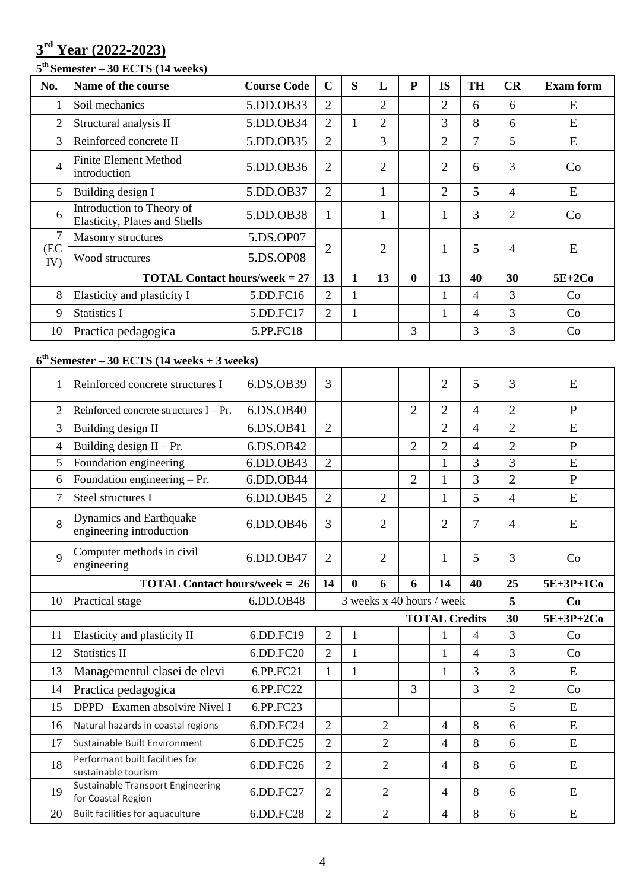## 3rd Year (2022-2023)

### 5th Semester – 30 ECTS (14 weeks)

| No. | Name of the course | Course Code | C | S | L | P | IS | TH | CR | Exam form |
|---|---|---|---|---|---|---|---|---|---|---|
| 1 | Soil mechanics | 5.DD.OB33 | 2 | | 2 | | 2 | 6 | 6 | E |
| 2 | Structural analysis II | 5.DD.OB34 | 2 | 1 | 2 | | 3 | 8 | 6 | E |
| 3 | Reinforced concrete II | 5.DD.OB35 | 2 | | 3 | | 2 | 7 | 5 | E |
| 4 | Finite Element Method introduction | 5.DD.OB36 | 2 | | 2 | | 2 | 6 | 3 | Co |
| 5 | Building design I | 5.DD.OB37 | 2 | | 1 | | 2 | 5 | 4 | E |
| 6 | Introduction to Theory of Elasticity, Plates and Shells | 5.DD.OB38 | 1 | | 1 | | 1 | 3 | 2 | Co |
| 7 (EC IV) | Masonry structures | 5.DS.OP07 | 2 | | 2 | | 1 | 5 | 4 | E |
| | Wood structures | 5.DS.OP08 | | | | | | | | |
| | **TOTAL Contact hours/week = 27** | | **13** | **1** | **13** | **0** | **13** | **40** | **30** | **5E+2Co** |
| 8 | Elasticity and plasticity I | 5.DD.FC16 | 2 | 1 | | | 1 | 4 | 3 | Co |
| 9 | Statistics I | 5.DD.FC17 | 2 | 1 | | | 1 | 4 | 3 | Co |
| 10 | Practica pedagogica | 5.PP.FC18 | | | | 3 | | 3 | 3 | Co |

### 6th Semester – 30 ECTS (14 weeks + 3 weeks)

| No. | Name of the course | Course Code | C | S | L | P | IS | TH | CR | Exam form |
|---|---|---|---|---|---|---|---|---|---|---|
| 1 | Reinforced concrete structures I | 6.DS.OB39 | 3 | | | | 2 | 5 | 3 | E |
| 2 | Reinforced concrete structures I – Pr. | 6.DS.OB40 | | | | 2 | 2 | 4 | 2 | P |
| 3 | Building design II | 6.DS.OB41 | 2 | | | | 2 | 4 | 2 | E |
| 4 | Building design II – Pr. | 6.DS.OB42 | | | | 2 | 2 | 4 | 2 | P |
| 5 | Foundation engineering | 6.DD.OB43 | 2 | | | | 1 | 3 | 3 | E |
| 6 | Foundation engineering – Pr. | 6.DD.OB44 | | | | 2 | 1 | 3 | 2 | P |
| 7 | Steel structures I | 6.DD.OB45 | 2 | | 2 | | 1 | 5 | 4 | E |
| 8 | Dynamics and Earthquake engineering introduction | 6.DD.OB46 | 3 | | 2 | | 2 | 7 | 4 | E |
| 9 | Computer methods in civil engineering | 6.DD.OB47 | 2 | | 2 | | 1 | 5 | 3 | Co |
| | **TOTAL Contact hours/week = 26** | | **14** | **0** | **6** | **6** | **14** | **40** | **25** | **5E+3P+1Co** |
| 10 | Practical stage | 6.DD.OB48 | 3 weeks x 40 hours / week | | | | | | **5** | **Co** |
| | | | | | | | **TOTAL Credits** | | **30** | **5E+3P+2Co** |
| 11 | Elasticity and plasticity II | 6.DD.FC19 | 2 | 1 | | | 1 | 4 | 3 | Co |
| 12 | Statistics II | 6.DD.FC20 | 2 | 1 | | | 1 | 4 | 3 | Co |
| 13 | Managementul clasei de elevi | 6.PP.FC21 | 1 | 1 | | | 1 | 3 | 3 | E |
| 14 | Practica pedagogica | 6.PP.FC22 | | | | 3 | | 3 | 2 | Co |
| 15 | DPPD –Examen absolvire Nivel I | 6.PP.FC23 | | | | | | | 5 | E |
| 16 | Natural hazards in coastal regions | 6.DD.FC24 | 2 | 2 | | | 4 | 8 | 6 | E |
| 17 | Sustainable Built Environment | 6.DD.FC25 | 2 | 2 | | | 4 | 8 | 6 | E |
| 18 | Performant built facilities for sustainable tourism | 6.DD.FC26 | 2 | 2 | | | 4 | 8 | 6 | E |
| 19 | Sustainable Transport Engineering for Coastal Region | 6.DD.FC27 | 2 | 2 | | | 4 | 8 | 6 | E |
| 20 | Built facilities for aquaculture | 6.DD.FC28 | 2 | 2 | | | 4 | 8 | 6 | E |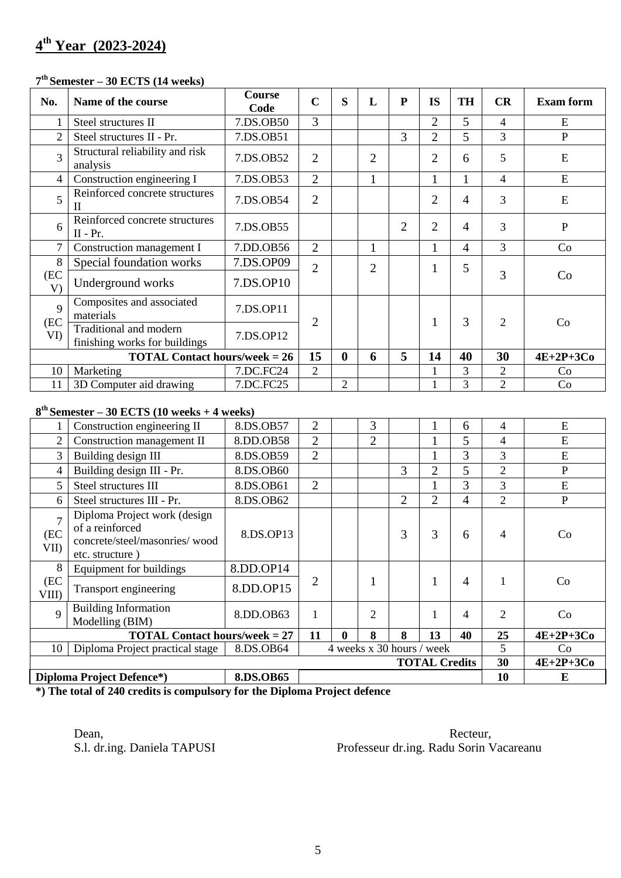## 4th Year (2023-2024)

**7th Semester – 30 ECTS (14 weeks)**

| No. | Name of the course | Course Code | C | S | L | P | IS | TH | CR | Exam form |
|---|---|---|---|---|---|---|---|---|---|---|
| 1 | Steel structures II | 7.DS.OB50 | 3 | | | | 2 | 5 | 4 | E |
| 2 | Steel structures II - Pr. | 7.DS.OB51 | | | | 3 | 2 | 5 | 3 | P |
| 3 | Structural reliability and risk analysis | 7.DS.OB52 | 2 | | 2 | | 2 | 6 | 5 | E |
| 4 | Construction engineering I | 7.DS.OB53 | 2 | | 1 | | 1 | 1 | 4 | E |
| 5 | Reinforced concrete structures II | 7.DS.OB54 | 2 | | | | 2 | 4 | 3 | E |
| 6 | Reinforced concrete structures II - Pr. | 7.DS.OB55 | | | | 2 | 2 | 4 | 3 | P |
| 7 | Construction management I | 7.DD.OB56 | 2 | | 1 | | 1 | 4 | 3 | Co |
| 8 (EC V) | Special foundation works | 7.DS.OP09 | 2 | | 2 | | 1 | 5 | 3 | Co |
| | Underground works | 7.DS.OP10 | | | | | | | | |
| 9 (EC VI) | Composites and associated materials | 7.DS.OP11 | 2 | | | | 1 | 3 | 2 | Co |
| | Traditional and modern finishing works for buildings | 7.DS.OP12 | | | | | | | | |
| **TOTAL Contact hours/week = 26** | | | **15** | **0** | **6** | **5** | **14** | **40** | **30** | **4E+2P+3Co** |
| 10 | Marketing | 7.DC.FC24 | 2 | | | | 1 | 3 | 2 | Co |
| 11 | 3D Computer aid drawing | 7.DC.FC25 | | 2 | | | 1 | 3 | 2 | Co |

**8th Semester – 30 ECTS (10 weeks + 4 weeks)**

| No. | Name of the course | Course Code | C | S | L | P | IS | TH | CR | Exam form |
|---|---|---|---|---|---|---|---|---|---|---|
| 1 | Construction engineering II | 8.DS.OB57 | 2 | | 3 | | 1 | 6 | 4 | E |
| 2 | Construction management II | 8.DD.OB58 | 2 | | 2 | | 1 | 5 | 4 | E |
| 3 | Building design III | 8.DS.OB59 | 2 | | | | 1 | 3 | 3 | E |
| 4 | Building design III - Pr. | 8.DS.OB60 | | | | 3 | 2 | 5 | 2 | P |
| 5 | Steel structures III | 8.DS.OB61 | 2 | | | | 1 | 3 | 3 | E |
| 6 | Steel structures III - Pr. | 8.DS.OB62 | | | | 2 | 2 | 4 | 2 | P |
| 7 (EC VII) | Diploma Project work (design of a reinforced concrete/steel/masonries/ wood etc. structure ) | 8.DS.OP13 | | | | 3 | 3 | 6 | 4 | Co |
| 8 (EC VIII) | Equipment for buildings | 8.DD.OP14 | 2 | | 1 | | 1 | 4 | 1 | Co |
| | Transport engineering | 8.DD.OP15 | | | | | | | | |
| 9 | Building Information Modelling (BIM) | 8.DD.OB63 | 1 | | 2 | | 1 | 4 | 2 | Co |
| **TOTAL Contact hours/week = 27** | | | **11** | **0** | **8** | **8** | **13** | **40** | **25** | **4E+2P+3Co** |
| 10 | Diploma Project practical stage | 8.DS.OB64 | 4 weeks x 30 hours / week | | | | | | 5 | Co |
| | | | | | | | **TOTAL Credits** | | **30** | **4E+2P+3Co** |
| **Diploma Project Defence*)** | | **8.DS.OB65** | | | | | | | **10** | **E** |

**\*) The total of 240 credits is compulsory for the Diploma Project defence**

Dean,
S.l. dr.ing. Daniela TAPUSI

Recteur,
Professeur dr.ing. Radu Sorin Vacareanu